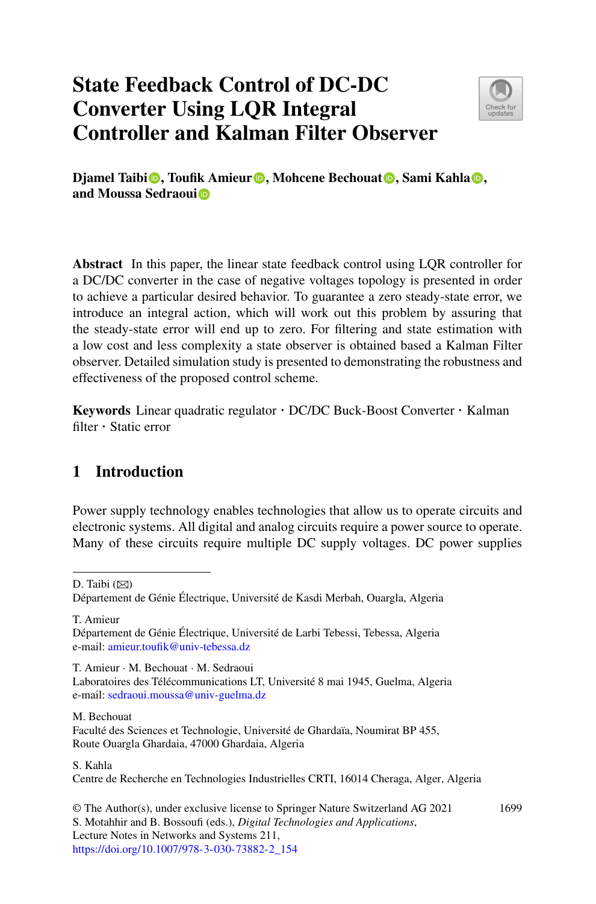# State Feedback Control of DC-DC Converter Using LQR Integral Controller and Kalman Filter Observer

**Djamel Taibi, Toufik Amieur, Mohcene Bechouat, Sami Kahla, and Moussa Sedraoui**

**Abstract** In this paper, the linear state feedback control using LQR controller for a DC/DC converter in the case of negative voltages topology is presented in order to achieve a particular desired behavior. To guarantee a zero steady-state error, we introduce an integral action, which will work out this problem by assuring that the steady-state error will end up to zero. For filtering and state estimation with a low cost and less complexity a state observer is obtained based a Kalman Filter observer. Detailed simulation study is presented to demonstrating the robustness and effectiveness of the proposed control scheme.

**Keywords** Linear quadratic regulator · DC/DC Buck-Boost Converter · Kalman filter · Static error

## 1 Introduction

Power supply technology enables technologies that allow us to operate circuits and electronic systems. All digital and analog circuits require a power source to operate. Many of these circuits require multiple DC supply voltages. DC power supplies

---

D. Taibi (✉)
Département de Génie Électrique, Université de Kasdi Merbah, Ouargla, Algeria

T. Amieur
Département de Génie Électrique, Université de Larbi Tebessi, Tebessa, Algeria
e-mail: amieur.toufik@univ-tebessa.dz

T. Amieur · M. Bechouat · M. Sedraoui
Laboratoires des Télécommunications LT, Université 8 mai 1945, Guelma, Algeria
e-mail: sedraoui.moussa@univ-guelma.dz

M. Bechouat
Faculté des Sciences et Technologie, Université de Ghardaïa, Noumirat BP 455, Route Ouargla Ghardaia, 47000 Ghardaia, Algeria

S. Kahla
Centre de Recherche en Technologies Industrielles CRTI, 16014 Cheraga, Alger, Algeria

© The Author(s), under exclusive license to Springer Nature Switzerland AG 2021
S. Motahhir and B. Bossoufi (eds.), *Digital Technologies and Applications*, Lecture Notes in Networks and Systems 211,
https://doi.org/10.1007/978-3-030-73882-2_154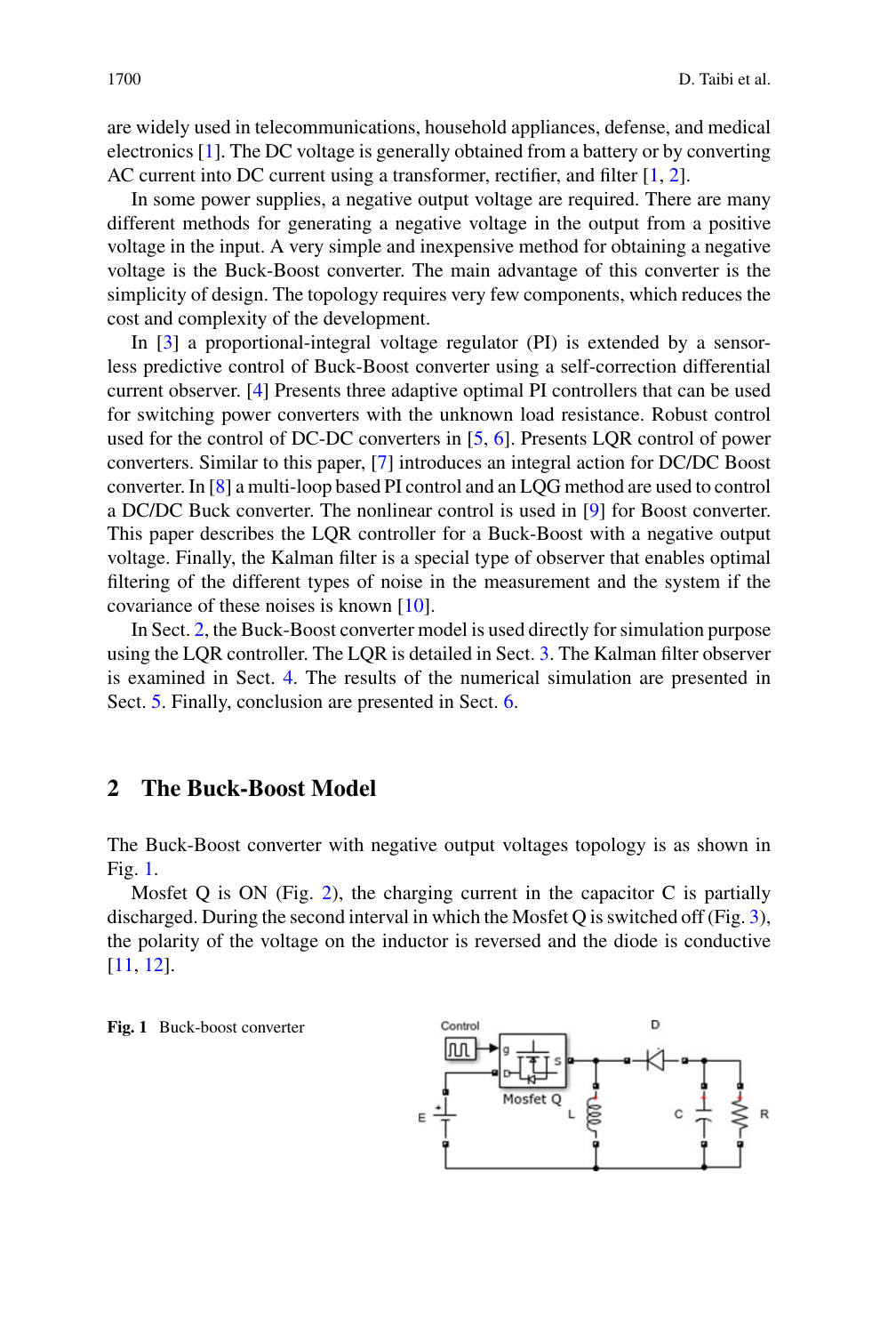are widely used in telecommunications, household appliances, defense, and medical electronics [1]. The DC voltage is generally obtained from a battery or by converting AC current into DC current using a transformer, rectifier, and filter [1, 2].

In some power supplies, a negative output voltage are required. There are many different methods for generating a negative voltage in the output from a positive voltage in the input. A very simple and inexpensive method for obtaining a negative voltage is the Buck-Boost converter. The main advantage of this converter is the simplicity of design. The topology requires very few components, which reduces the cost and complexity of the development.

In [3] a proportional-integral voltage regulator (PI) is extended by a sensorless predictive control of Buck-Boost converter using a self-correction differential current observer. [4] Presents three adaptive optimal PI controllers that can be used for switching power converters with the unknown load resistance. Robust control used for the control of DC-DC converters in [5, 6]. Presents LQR control of power converters. Similar to this paper, [7] introduces an integral action for DC/DC Boost converter. In [8] a multi-loop based PI control and an LQG method are used to control a DC/DC Buck converter. The nonlinear control is used in [9] for Boost converter. This paper describes the LQR controller for a Buck-Boost with a negative output voltage. Finally, the Kalman filter is a special type of observer that enables optimal filtering of the different types of noise in the measurement and the system if the covariance of these noises is known [10].

In Sect. 2, the Buck-Boost converter model is used directly for simulation purpose using the LQR controller. The LQR is detailed in Sect. 3. The Kalman filter observer is examined in Sect. 4. The results of the numerical simulation are presented in Sect. 5. Finally, conclusion are presented in Sect. 6.

## 2 The Buck-Boost Model

The Buck-Boost converter with negative output voltages topology is as shown in Fig. 1.

Mosfet Q is ON (Fig. 2), the charging current in the capacitor C is partially discharged. During the second interval in which the Mosfet Q is switched off (Fig. 3), the polarity of the voltage on the inductor is reversed and the diode is conductive [11, 12].

**Fig. 1** Buck-boost converter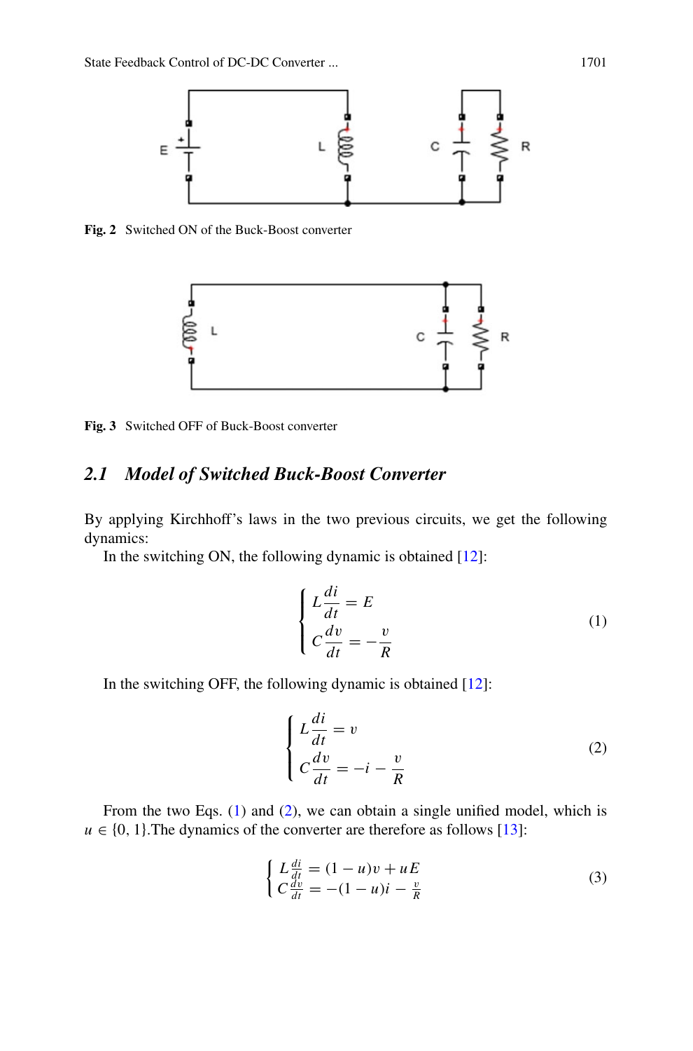Fig. 2 Switched ON of the Buck-Boost converter

Fig. 3 Switched OFF of Buck-Boost converter

### 2.1 Model of Switched Buck-Boost Converter

By applying Kirchhoff's laws in the two previous circuits, we get the following dynamics:

In the switching ON, the following dynamic is obtained [12]:

$$\begin{cases} L\dfrac{di}{dt} = E \\ C\dfrac{dv}{dt} = -\dfrac{v}{R} \end{cases} \tag{1}$$

In the switching OFF, the following dynamic is obtained [12]:

$$\begin{cases} L\dfrac{di}{dt} = v \\ C\dfrac{dv}{dt} = -i - \dfrac{v}{R} \end{cases} \tag{2}$$

From the two Eqs. (1) and (2), we can obtain a single unified model, which is $u \in \{0, 1\}$.The dynamics of the converter are therefore as follows [13]:

$$\begin{cases} L\frac{di}{dt} = (1-u)v + uE \\ C\frac{dv}{dt} = -(1-u)i - \frac{v}{R} \end{cases} \tag{3}$$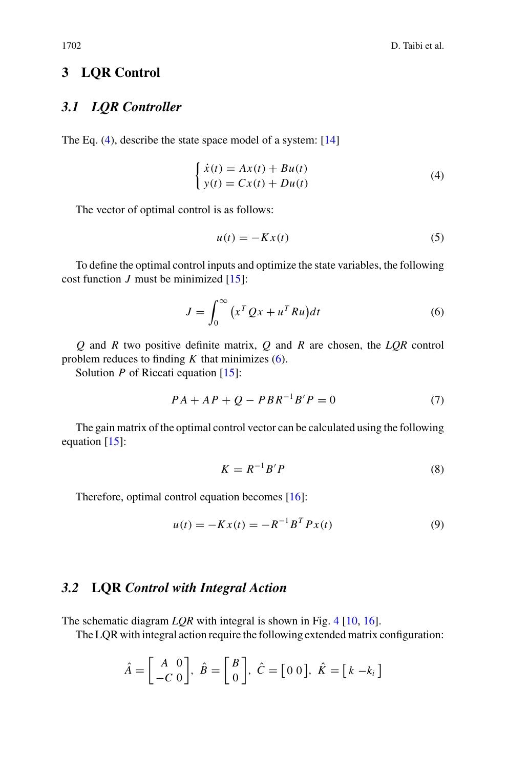## 3 LQR Control

### 3.1 *LQR Controller*

The Eq. (4), describe the state space model of a system: [14]

$$\begin{cases} \dot{x}(t) = Ax(t) + Bu(t) \\ y(t) = Cx(t) + Du(t) \end{cases} \tag{4}$$

The vector of optimal control is as follows:

$$u(t) = -Kx(t) \tag{5}$$

To define the optimal control inputs and optimize the state variables, the following cost function $J$ must be minimized [15]:

$$J = \int_0^\infty \left(x^T Qx + u^T Ru\right)dt \tag{6}$$

$Q$ and $R$ two positive definite matrix, $Q$ and $R$ are chosen, the *LQR* control problem reduces to finding $K$ that minimizes (6).

Solution $P$ of Riccati equation [15]:

$$PA + AP + Q - PBR^{-1}B'P = 0 \tag{7}$$

The gain matrix of the optimal control vector can be calculated using the following equation [15]:

$$K = R^{-1}B'P \tag{8}$$

Therefore, optimal control equation becomes [16]:

$$u(t) = -Kx(t) = -R^{-1}B^T Px(t) \tag{9}$$

### 3.2 LQR *Control with Integral Action*

The schematic diagram *LQR* with integral is shown in Fig. 4 [10, 16].

The LQR with integral action require the following extended matrix configuration:

$$\hat{A} = \begin{bmatrix} A & 0 \\ -C & 0 \end{bmatrix},\ \hat{B} = \begin{bmatrix} B \\ 0 \end{bmatrix},\ \hat{C} = \begin{bmatrix} 0 \ 0 \end{bmatrix},\ \hat{K} = \begin{bmatrix} k \ -k_i \end{bmatrix}$$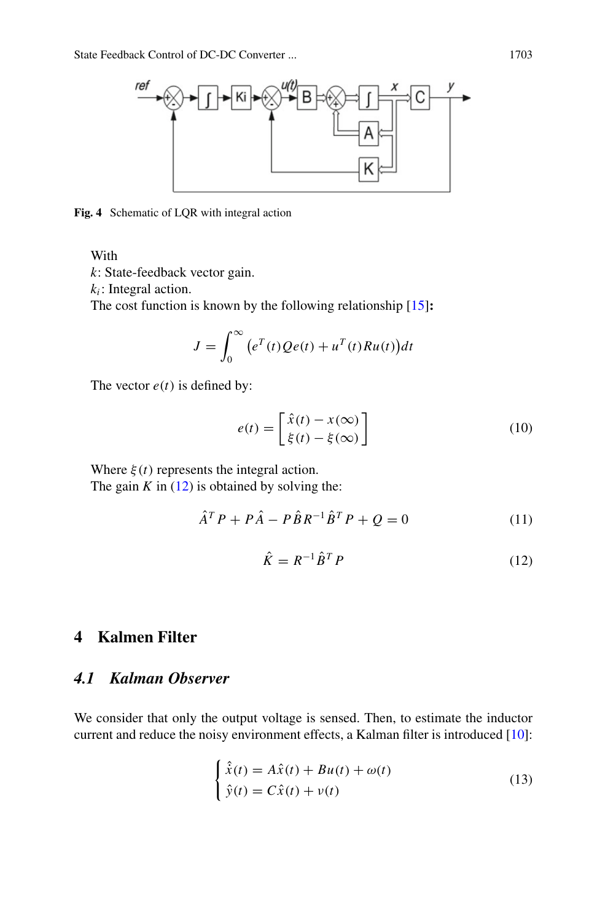Fig. 4 Schematic of LQR with integral action

With

$k$: State-feedback vector gain.

$k_i$: Integral action.

The cost function is known by the following relationship [15]**:**

$$J = \int_0^{\infty} \left( e^T(t) Q e(t) + u^T(t) R u(t) \right) dt$$

The vector $e(t)$ is defined by:

$$e(t) = \begin{bmatrix} \hat{x}(t) - x(\infty) \\ \xi(t) - \xi(\infty) \end{bmatrix} \tag{10}$$

Where $\xi(t)$ represents the integral action.

The gain $K$ in (12) is obtained by solving the:

$$\hat{A}^T P + P\hat{A} - P\hat{B}R^{-1}\hat{B}^T P + Q = 0 \tag{11}$$

$$\hat{K} = R^{-1}\hat{B}^T P \tag{12}$$

# 4 Kalmen Filter

## *4.1 Kalman Observer*

We consider that only the output voltage is sensed. Then, to estimate the inductor current and reduce the noisy environment effects, a Kalman filter is introduced [10]:

$$\begin{cases} \dot{\hat{x}}(t) = A\hat{x}(t) + Bu(t) + \omega(t) \\ \hat{y}(t) = C\hat{x}(t) + \nu(t) \end{cases} \tag{13}$$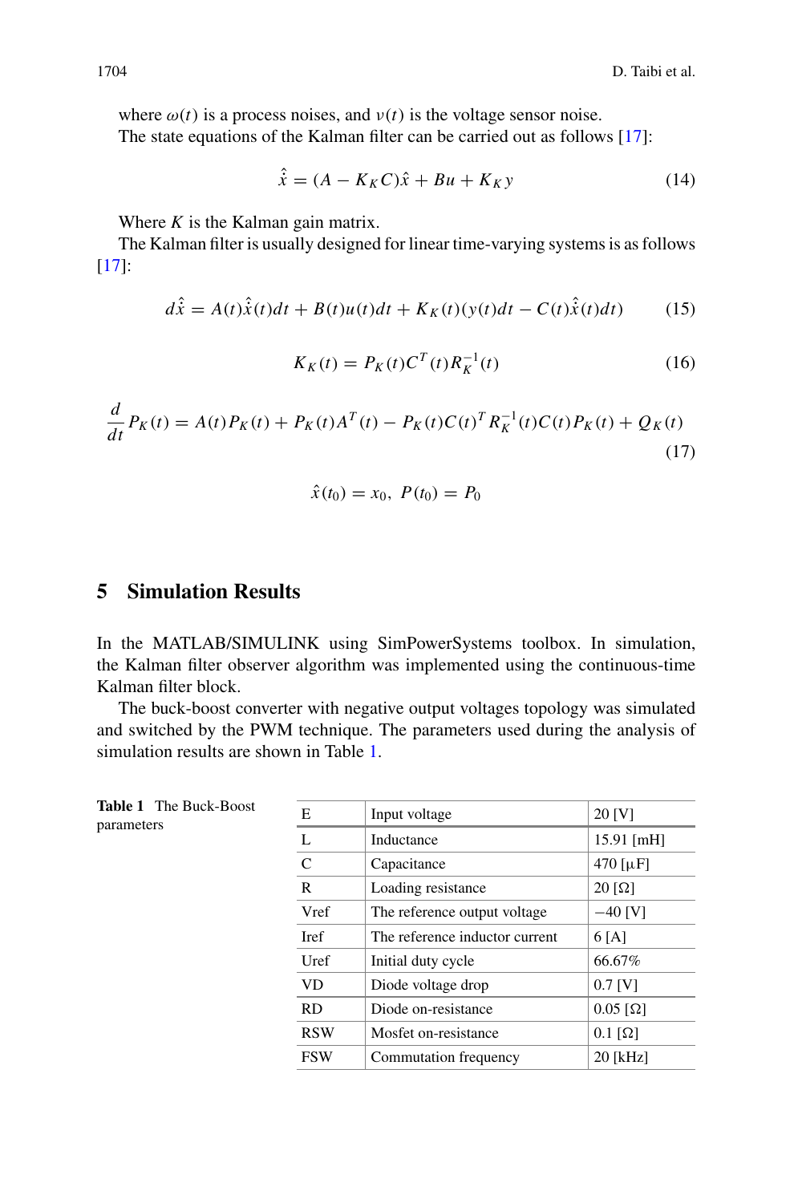where $\omega(t)$ is a process noises, and $\nu(t)$ is the voltage sensor noise.

The state equations of the Kalman filter can be carried out as follows [17]:

$$\dot{\hat{x}} = (A - K_K C)\hat{x} + Bu + K_K y \tag{14}$$

Where $K$ is the Kalman gain matrix.

The Kalman filter is usually designed for linear time-varying systems is as follows [17]:

$$d\hat{\hat{x}} = A(t)\hat{\hat{x}}(t)dt + B(t)u(t)dt + K_K(t)(y(t)dt - C(t)\hat{\hat{x}}(t)dt) \tag{15}$$

$$K_K(t) = P_K(t)C^T(t)R_K^{-1}(t) \tag{16}$$

$$\frac{d}{dt}P_K(t) = A(t)P_K(t) + P_K(t)A^T(t) - P_K(t)C(t)^T R_K^{-1}(t)C(t)P_K(t) + Q_K(t) \tag{17}$$

$$\hat{x}(t_0) = x_0,\ P(t_0) = P_0$$

## 5 Simulation Results

In the MATLAB/SIMULINK using SimPowerSystems toolbox. In simulation, the Kalman filter observer algorithm was implemented using the continuous-time Kalman filter block.

The buck-boost converter with negative output voltages topology was simulated and switched by the PWM technique. The parameters used during the analysis of simulation results are shown in Table 1.

**Table 1** The Buck-Boost parameters

| E | Input voltage | 20 [V] |
|---|---|---|
| L | Inductance | 15.91 [mH] |
| C | Capacitance | 470 [μF] |
| R | Loading resistance | 20 [Ω] |
| Vref | The reference output voltage | −40 [V] |
| Iref | The reference inductor current | 6 [A] |
| Uref | Initial duty cycle | 66.67% |
| VD | Diode voltage drop | 0.7 [V] |
| RD | Diode on-resistance | 0.05 [Ω] |
| RSW | Mosfet on-resistance | 0.1 [Ω] |
| FSW | Commutation frequency | 20 [kHz] |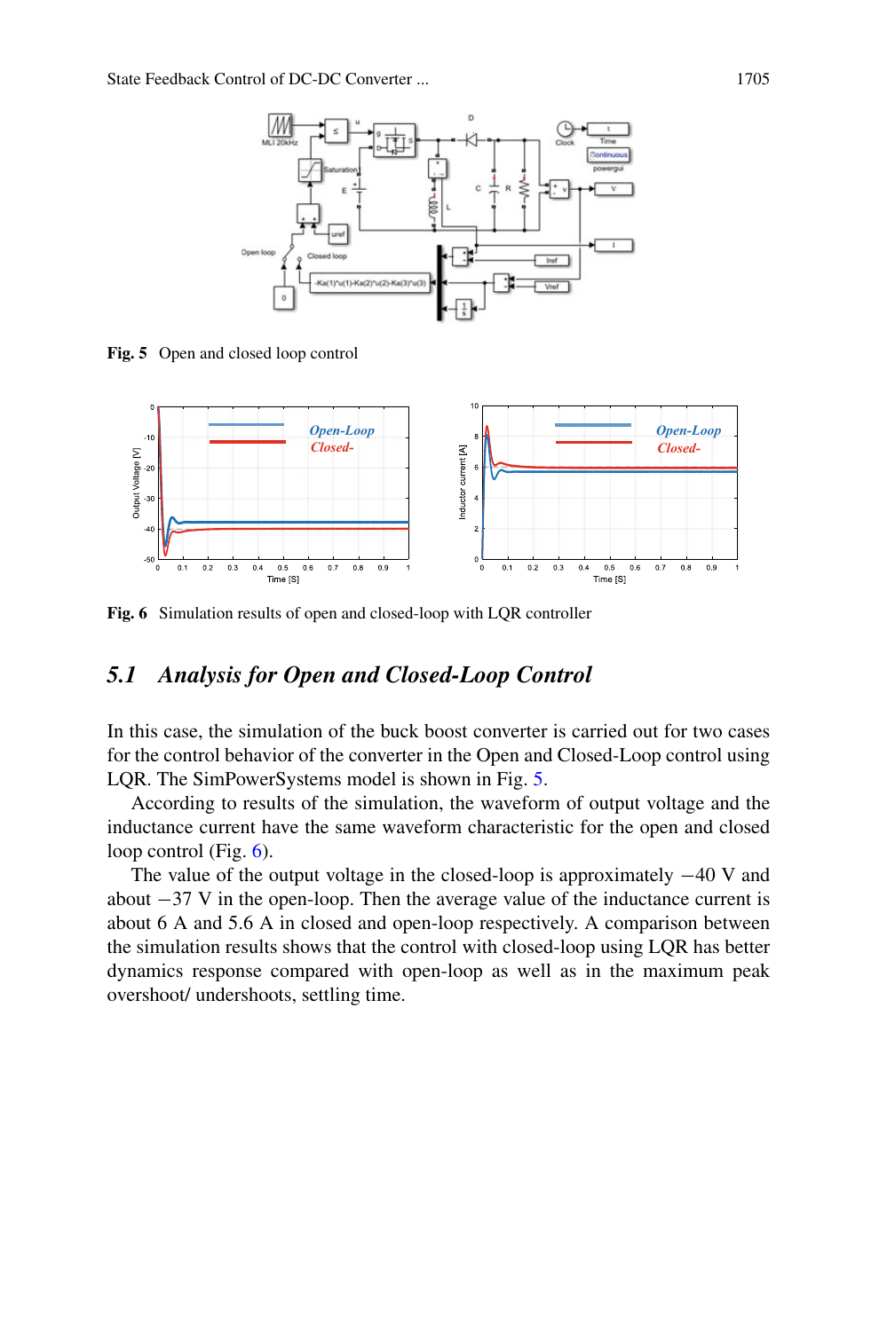Fig. 5 Open and closed loop control

Fig. 6 Simulation results of open and closed-loop with LQR controller

## 5.1 Analysis for Open and Closed-Loop Control

In this case, the simulation of the buck boost converter is carried out for two cases for the control behavior of the converter in the Open and Closed-Loop control using LQR. The SimPowerSystems model is shown in Fig. 5.

According to results of the simulation, the waveform of output voltage and the inductance current have the same waveform characteristic for the open and closed loop control (Fig. 6).

The value of the output voltage in the closed-loop is approximately −40 V and about −37 V in the open-loop. Then the average value of the inductance current is about 6 A and 5.6 A in closed and open-loop respectively. A comparison between the simulation results shows that the control with closed-loop using LQR has better dynamics response compared with open-loop as well as in the maximum peak overshoot/ undershoots, settling time.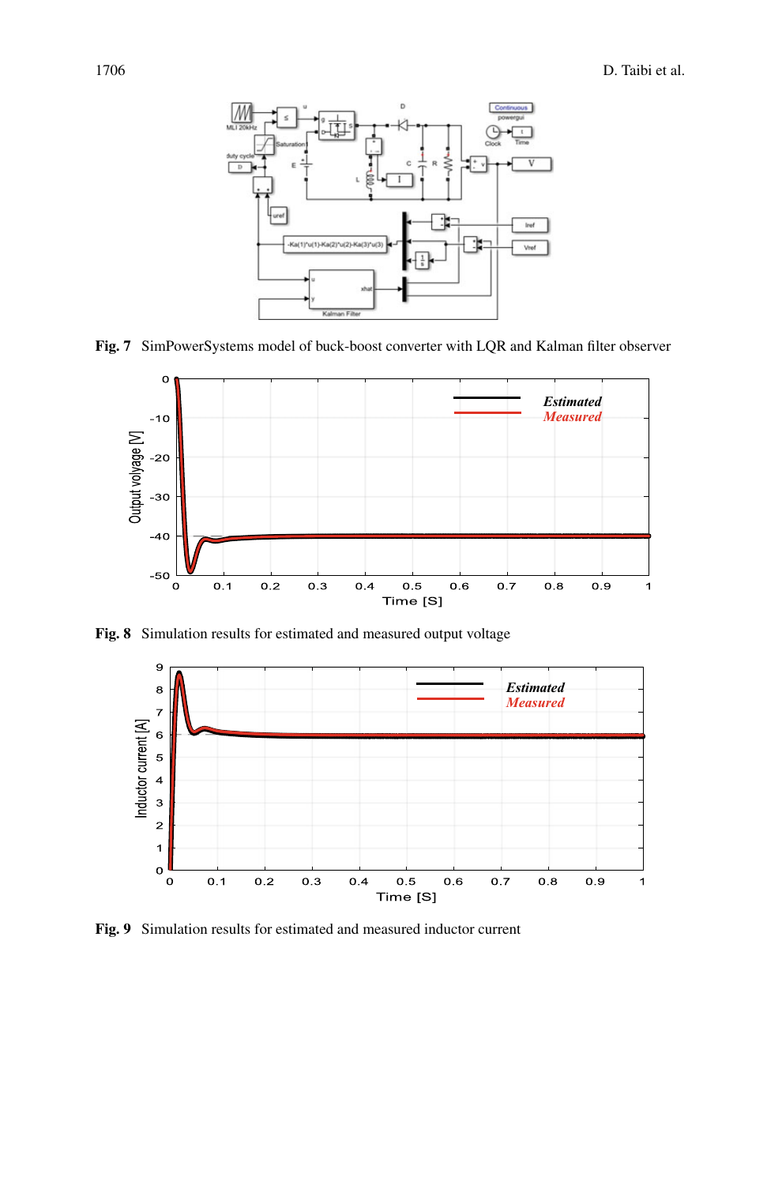Fig. 7 SimPowerSystems model of buck-boost converter with LQR and Kalman filter observer

Fig. 8 Simulation results for estimated and measured output voltage

Fig. 9 Simulation results for estimated and measured inductor current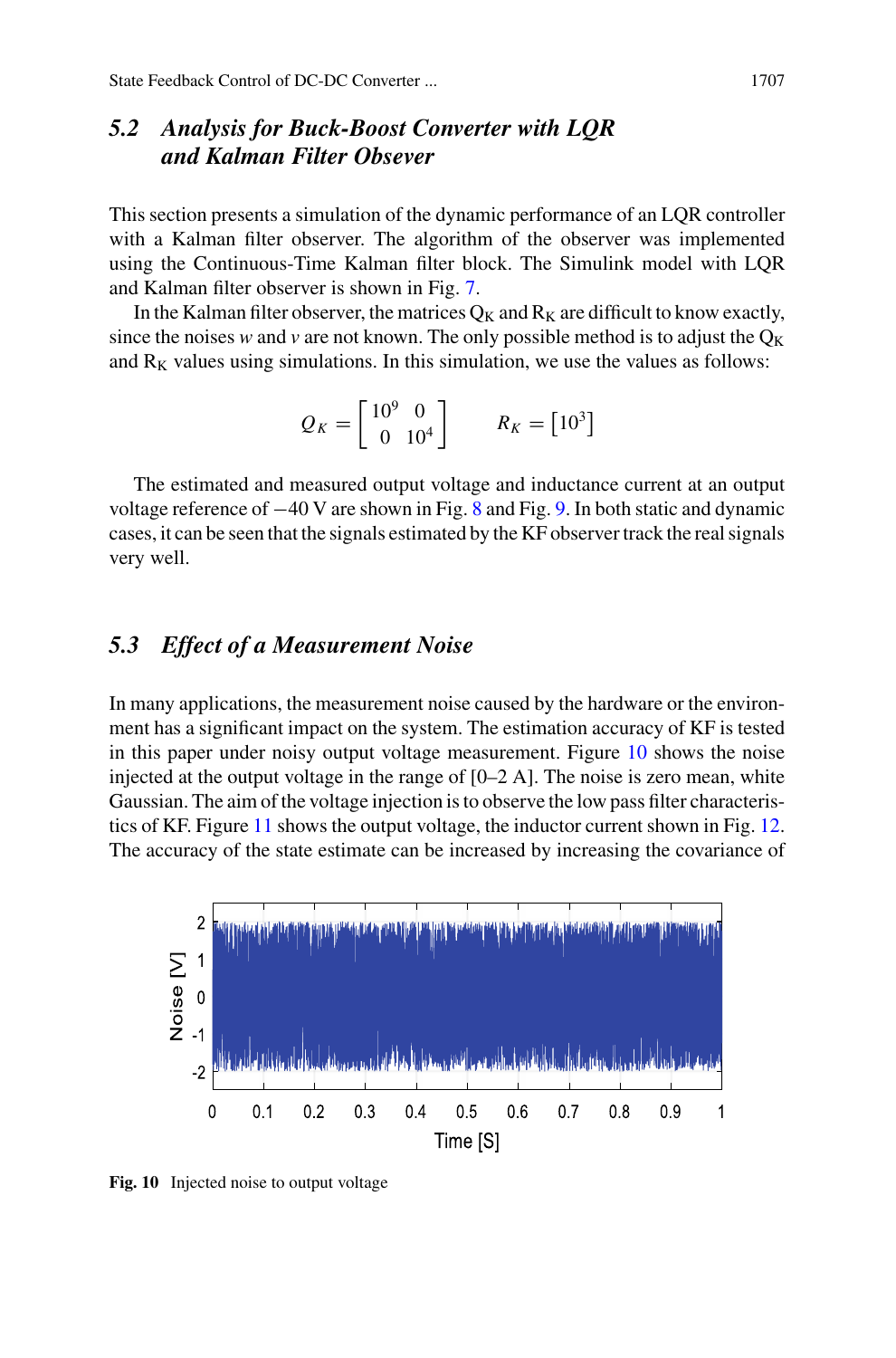### 5.2 Analysis for Buck-Boost Converter with LQR and Kalman Filter Obsever

This section presents a simulation of the dynamic performance of an LQR controller with a Kalman filter observer. The algorithm of the observer was implemented using the Continuous-Time Kalman filter block. The Simulink model with LQR and Kalman filter observer is shown in Fig. 7.

In the Kalman filter observer, the matrices $Q_K$ and $R_K$ are difficult to know exactly, since the noises *w* and *v* are not known. The only possible method is to adjust the $Q_K$ and $R_K$ values using simulations. In this simulation, we use the values as follows:

$$Q_K = \begin{bmatrix} 10^9 & 0 \\ 0 & 10^4 \end{bmatrix} \qquad R_K = \begin{bmatrix} 10^3 \end{bmatrix}$$

The estimated and measured output voltage and inductance current at an output voltage reference of −40 V are shown in Fig. 8 and Fig. 9. In both static and dynamic cases, it can be seen that the signals estimated by the KF observer track the real signals very well.

### 5.3 Effect of a Measurement Noise

In many applications, the measurement noise caused by the hardware or the environment has a significant impact on the system. The estimation accuracy of KF is tested in this paper under noisy output voltage measurement. Figure 10 shows the noise injected at the output voltage in the range of [0–2 A]. The noise is zero mean, white Gaussian. The aim of the voltage injection is to observe the low pass filter characteristics of KF. Figure 11 shows the output voltage, the inductor current shown in Fig. 12. The accuracy of the state estimate can be increased by increasing the covariance of

**Fig. 10** Injected noise to output voltage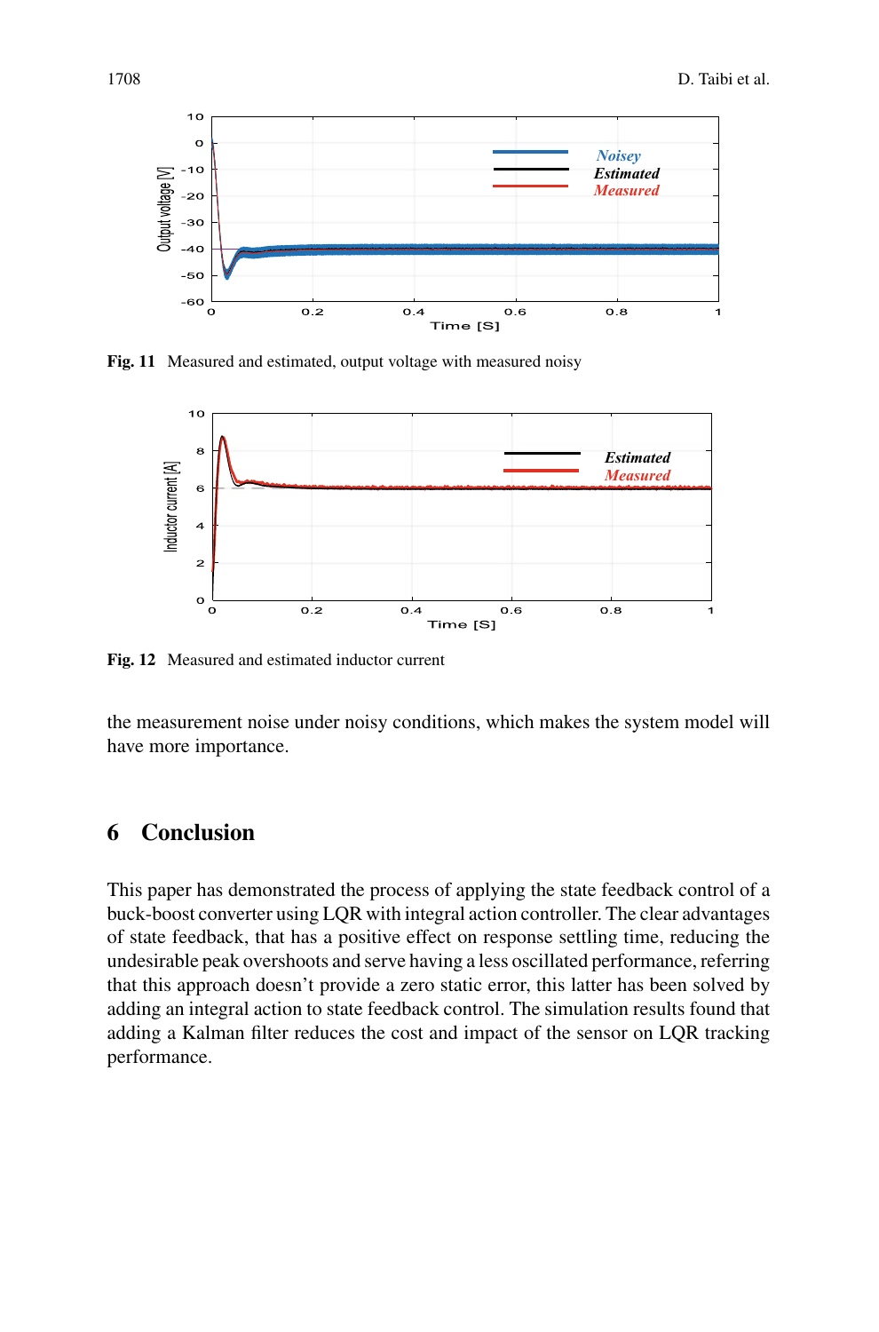Fig. 11 Measured and estimated, output voltage with measured noisy

Fig. 12 Measured and estimated inductor current

the measurement noise under noisy conditions, which makes the system model will have more importance.

## 6 Conclusion

This paper has demonstrated the process of applying the state feedback control of a buck-boost converter using LQR with integral action controller. The clear advantages of state feedback, that has a positive effect on response settling time, reducing the undesirable peak overshoots and serve having a less oscillated performance, referring that this approach doesn't provide a zero static error, this latter has been solved by adding an integral action to state feedback control. The simulation results found that adding a Kalman filter reduces the cost and impact of the sensor on LQR tracking performance.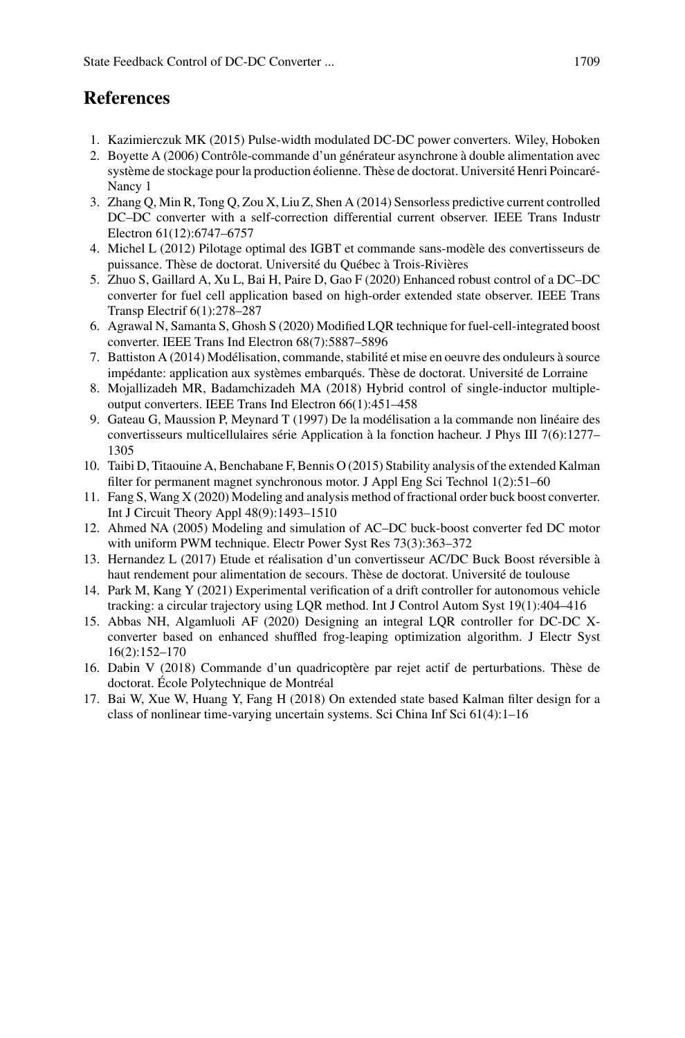## References

1. Kazimierczuk MK (2015) Pulse-width modulated DC-DC power converters. Wiley, Hoboken
2. Boyette A (2006) Contrôle-commande d'un générateur asynchrone à double alimentation avec système de stockage pour la production éolienne. Thèse de doctorat. Université Henri Poincaré-Nancy 1
3. Zhang Q, Min R, Tong Q, Zou X, Liu Z, Shen A (2014) Sensorless predictive current controlled DC–DC converter with a self-correction differential current observer. IEEE Trans Industr Electron 61(12):6747–6757
4. Michel L (2012) Pilotage optimal des IGBT et commande sans-modèle des convertisseurs de puissance. Thèse de doctorat. Université du Québec à Trois-Rivières
5. Zhuo S, Gaillard A, Xu L, Bai H, Paire D, Gao F (2020) Enhanced robust control of a DC–DC converter for fuel cell application based on high-order extended state observer. IEEE Trans Transp Electrif 6(1):278–287
6. Agrawal N, Samanta S, Ghosh S (2020) Modified LQR technique for fuel-cell-integrated boost converter. IEEE Trans Ind Electron 68(7):5887–5896
7. Battiston A (2014) Modélisation, commande, stabilité et mise en oeuvre des onduleurs à source impédante: application aux systèmes embarqués. Thèse de doctorat. Université de Lorraine
8. Mojallizadeh MR, Badamchizadeh MA (2018) Hybrid control of single-inductor multiple-output converters. IEEE Trans Ind Electron 66(1):451–458
9. Gateau G, Maussion P, Meynard T (1997) De la modélisation a la commande non linéaire des convertisseurs multicellulaires série Application à la fonction hacheur. J Phys III 7(6):1277–1305
10. Taibi D, Titaouine A, Benchabane F, Bennis O (2015) Stability analysis of the extended Kalman filter for permanent magnet synchronous motor. J Appl Eng Sci Technol 1(2):51–60
11. Fang S, Wang X (2020) Modeling and analysis method of fractional order buck boost converter. Int J Circuit Theory Appl 48(9):1493–1510
12. Ahmed NA (2005) Modeling and simulation of AC–DC buck-boost converter fed DC motor with uniform PWM technique. Electr Power Syst Res 73(3):363–372
13. Hernandez L (2017) Etude et réalisation d'un convertisseur AC/DC Buck Boost réversible à haut rendement pour alimentation de secours. Thèse de doctorat. Université de toulouse
14. Park M, Kang Y (2021) Experimental verification of a drift controller for autonomous vehicle tracking: a circular trajectory using LQR method. Int J Control Autom Syst 19(1):404–416
15. Abbas NH, Algamluoli AF (2020) Designing an integral LQR controller for DC-DC X-converter based on enhanced shuffled frog-leaping optimization algorithm. J Electr Syst 16(2):152–170
16. Dabin V (2018) Commande d'un quadricoptère par rejet actif de perturbations. Thèse de doctorat. École Polytechnique de Montréal
17. Bai W, Xue W, Huang Y, Fang H (2018) On extended state based Kalman filter design for a class of nonlinear time-varying uncertain systems. Sci China Inf Sci 61(4):1–16